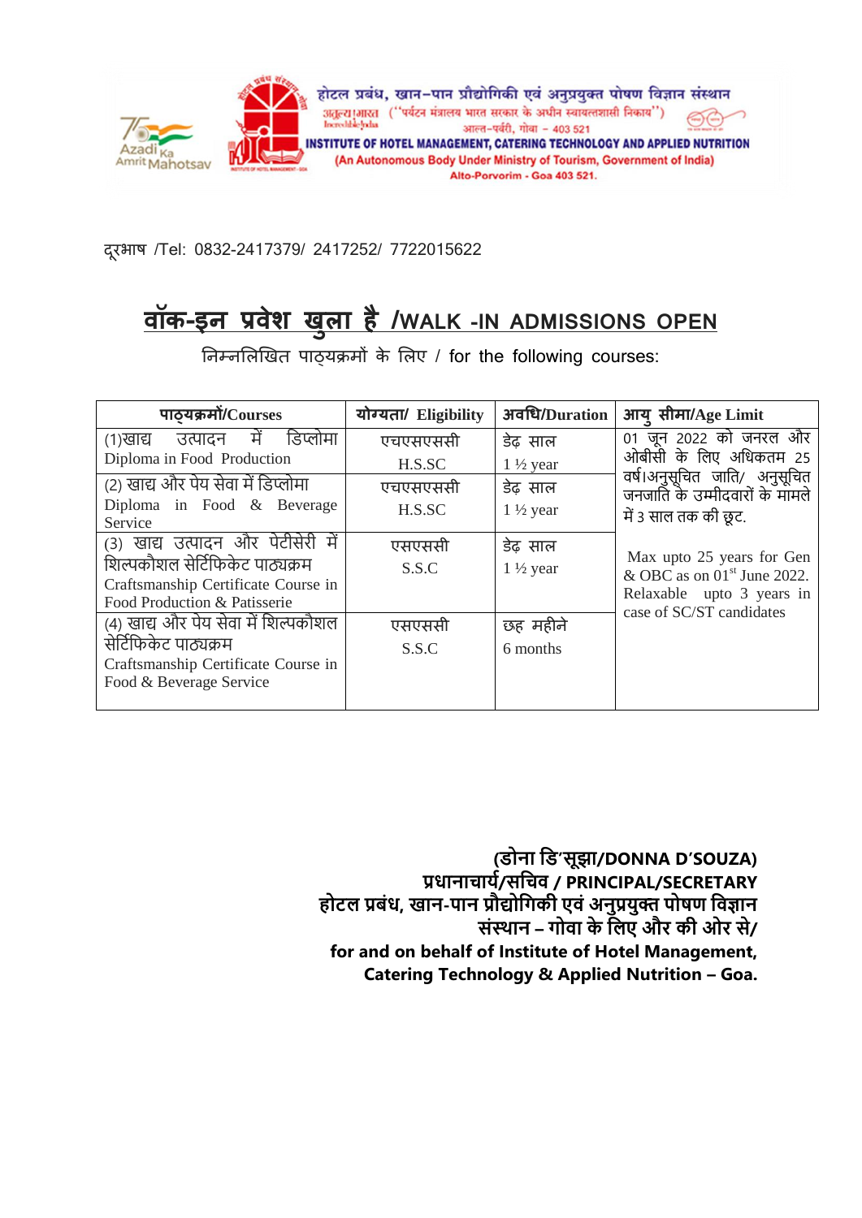होटल प्रबंध, खान–पान प्रौद्योगिकी एवं अनुप्रयुक्त पोषण विज्ञान संस्थान
("पर्यटन मंत्रालय भारत सरकार के अधीन स्वायत्तशासी निकाय")
आल्त–पर्वरी, गोवा – 403 521

**INSTITUTE OF HOTEL MANAGEMENT, CATERING TECHNOLOGY AND APPLIED NUTRITION**
(An Autonomous Body Under Ministry of Tourism, Government of India)
Alto-Porvorim - Goa 403 521.

दूरभाष /Tel: 0832-2417379/ 2417252/ 7722015622

# वॉक-इन प्रवेश खुला है /WALK -IN ADMISSIONS OPEN

निम्नलिखित पाठ्यक्रमों के लिए / for the following courses:

| पाठ्यक्रमों/Courses | योग्यता/ Eligibility | अवधि/Duration | आयु सीमा/Age Limit |
|---|---|---|---|
| (1)खाद्य उत्पादन में डिप्लोमा<br>Diploma in Food Production | एचएसएससी<br>H.S.SC | डेढ़ साल<br>1 ½ year | 01 जून 2022 को जनरल और ओबीसी के लिए अधिकतम 25 वर्ष।अनुसूचित जाति/ अनुसूचित जनजाति के उम्मीदवारों के मामले में 3 साल तक की छूट.<br><br>Max upto 25 years for Gen & OBC as on 01st June 2022. Relaxable upto 3 years in case of SC/ST candidates |
| (2) खाद्य और पेय सेवा में डिप्लोमा<br>Diploma in Food & Beverage Service | एचएसएससी<br>H.S.SC | डेढ़ साल<br>1 ½ year | |
| (3) खाद्य उत्पादन और पेटीसेरी में शिल्पकौशल सेर्टिफिकेट पाठ्यक्रम<br>Craftsmanship Certificate Course in Food Production & Patisserie | एसएससी<br>S.S.C | डेढ़ साल<br>1 ½ year | |
| (4) खाद्य और पेय सेवा में शिल्पकौशल सेर्टिफिकेट पाठ्यक्रम<br>Craftsmanship Certificate Course in Food & Beverage Service | एसएससी<br>S.S.C | छह महीने<br>6 months | |

**(डोना डि'सूझा/DONNA D'SOUZA)**
**प्रधानाचार्य/सचिव / PRINCIPAL/SECRETARY**
**होटल प्रबंध, खान-पान प्रौद्योगिकी एवं अनुप्रयुक्त पोषण विज्ञान संस्थान – गोवा के लिए और की ओर से/**
**for and on behalf of Institute of Hotel Management, Catering Technology & Applied Nutrition – Goa.**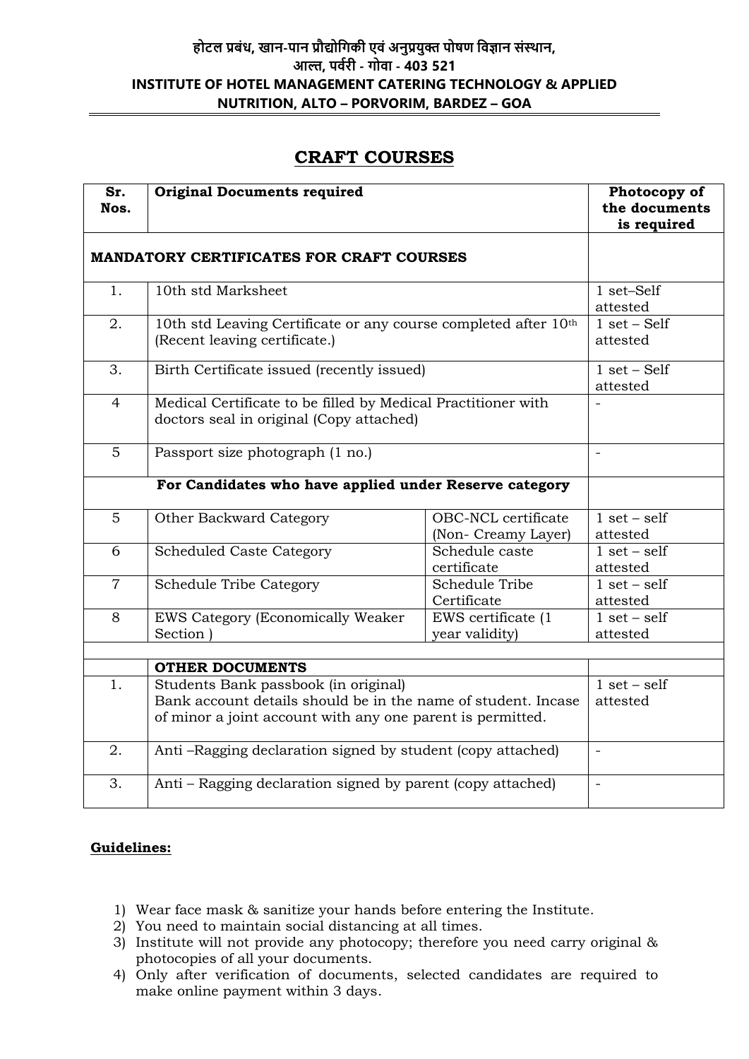**होटल प्रबंध, खान-पान प्रौद्योगिकी एवं अनुप्रयुक्त पोषण विज्ञान संस्थान,**
**आल्त, पर्वरी - गोवा - 403 521**
**INSTITUTE OF HOTEL MANAGEMENT CATERING TECHNOLOGY & APPLIED NUTRITION, ALTO – PORVORIM, BARDEZ – GOA**

## CRAFT COURSES

| Sr. Nos. | Original Documents required | | Photocopy of the documents is required |
|---|---|---|---|
| **MANDATORY CERTIFICATES FOR CRAFT COURSES** | | | |
| 1. | 10th std Marksheet | | 1 set–Self attested |
| 2. | 10th std Leaving Certificate or any course completed after 10th (Recent leaving certificate.) | | 1 set – Self attested |
| 3. | Birth Certificate issued (recently issued) | | 1 set – Self attested |
| 4 | Medical Certificate to be filled by Medical Practitioner with doctors seal in original (Copy attached) | | - |
| 5 | Passport size photograph (1 no.) | | - |
| | **For Candidates who have applied under Reserve category** | | |
| 5 | Other Backward Category | OBC-NCL certificate (Non- Creamy Layer) | 1 set – self attested |
| 6 | Scheduled Caste Category | Schedule caste certificate | 1 set – self attested |
| 7 | Schedule Tribe Category | Schedule Tribe Certificate | 1 set – self attested |
| 8 | EWS Category (Economically Weaker Section ) | EWS certificate (1 year validity) | 1 set – self attested |
| | | | |
| | **OTHER DOCUMENTS** | | |
| 1. | Students Bank passbook (in original) Bank account details should be in the name of student. Incase of minor a joint account with any one parent is permitted. | | 1 set – self attested |
| 2. | Anti –Ragging declaration signed by student (copy attached) | | - |
| 3. | Anti – Ragging declaration signed by parent (copy attached) | | - |

**Guidelines:**

1) Wear face mask & sanitize your hands before entering the Institute.
2) You need to maintain social distancing at all times.
3) Institute will not provide any photocopy; therefore you need carry original & photocopies of all your documents.
4) Only after verification of documents, selected candidates are required to make online payment within 3 days.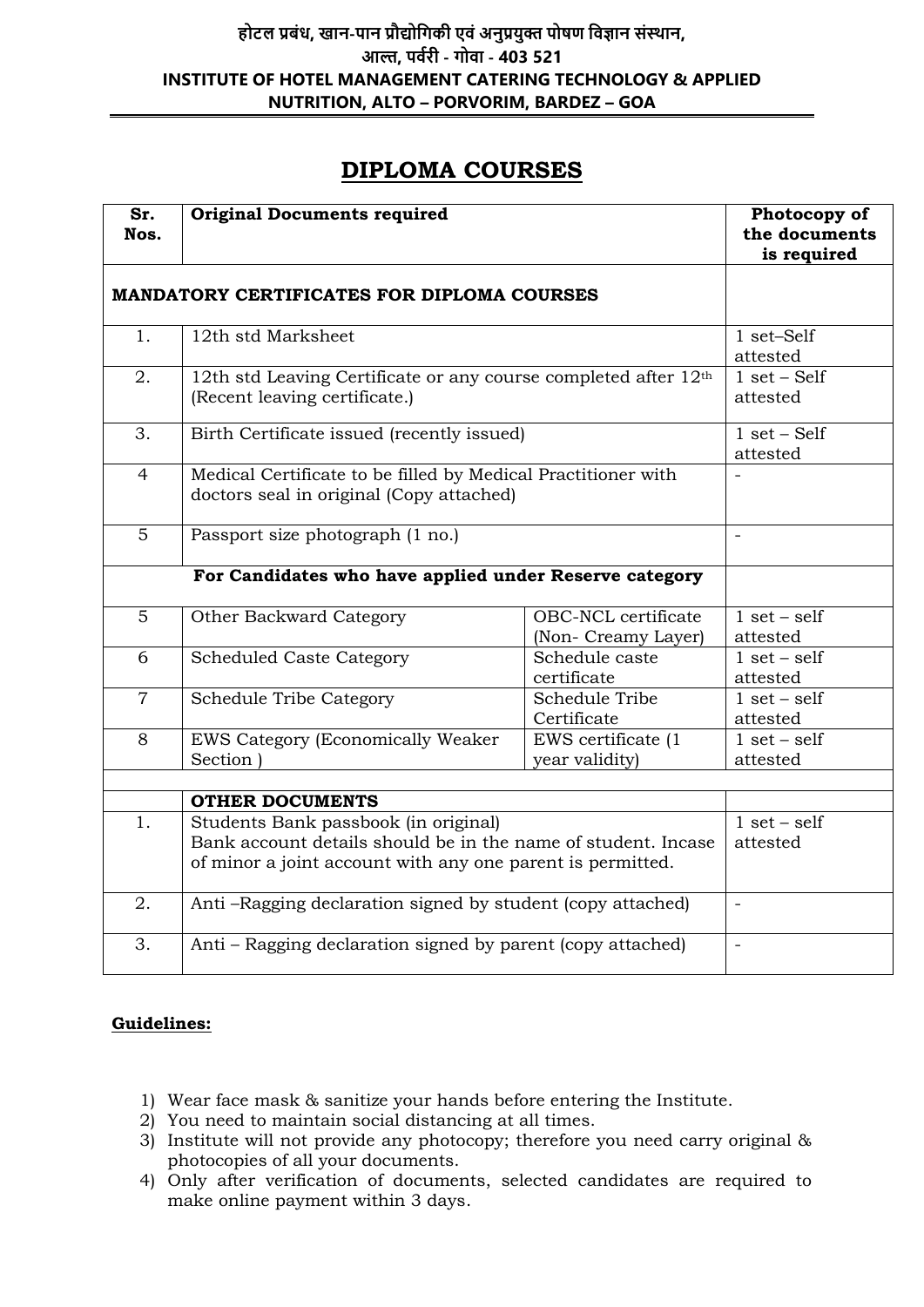**होटल प्रबंध, खान-पान प्रौद्योगिकी एवं अनुप्रयुक्त पोषण विज्ञान संस्थान,**
**आल्त, पर्वरी - गोवा - 403 521**
**INSTITUTE OF HOTEL MANAGEMENT CATERING TECHNOLOGY & APPLIED NUTRITION, ALTO – PORVORIM, BARDEZ – GOA**

# DIPLOMA COURSES

| Sr. Nos. | Original Documents required | | Photocopy of the documents is required |
|---|---|---|---|
| **MANDATORY CERTIFICATES FOR DIPLOMA COURSES** | | | |
| 1. | 12th std Marksheet | | 1 set–Self attested |
| 2. | 12th std Leaving Certificate or any course completed after 12th (Recent leaving certificate.) | | 1 set – Self attested |
| 3. | Birth Certificate issued (recently issued) | | 1 set – Self attested |
| 4 | Medical Certificate to be filled by Medical Practitioner with doctors seal in original (Copy attached) | | - |
| 5 | Passport size photograph (1 no.) | | - |
| | **For Candidates who have applied under Reserve category** | | |
| 5 | Other Backward Category | OBC-NCL certificate (Non- Creamy Layer) | 1 set – self attested |
| 6 | Scheduled Caste Category | Schedule caste certificate | 1 set – self attested |
| 7 | Schedule Tribe Category | Schedule Tribe Certificate | 1 set – self attested |
| 8 | EWS Category (Economically Weaker Section ) | EWS certificate (1 year validity) | 1 set – self attested |
| | | | |
| | **OTHER DOCUMENTS** | | |
| 1. | Students Bank passbook (in original) Bank account details should be in the name of student. Incase of minor a joint account with any one parent is permitted. | | 1 set – self attested |
| 2. | Anti –Ragging declaration signed by student (copy attached) | | - |
| 3. | Anti – Ragging declaration signed by parent (copy attached) | | - |

**Guidelines:**

1) Wear face mask & sanitize your hands before entering the Institute.
2) You need to maintain social distancing at all times.
3) Institute will not provide any photocopy; therefore you need carry original & photocopies of all your documents.
4) Only after verification of documents, selected candidates are required to make online payment within 3 days.